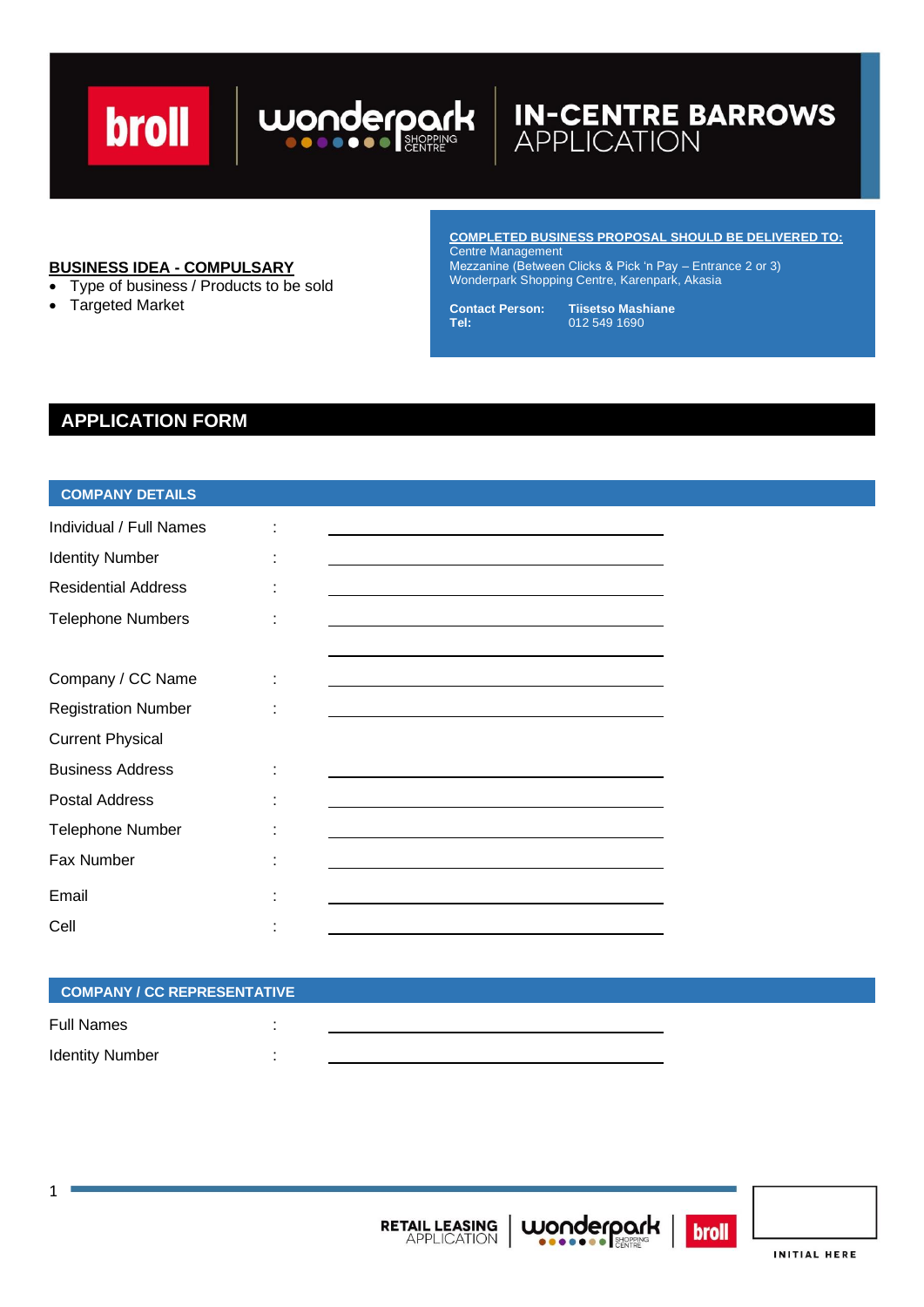# IN-CENTRE BARROWS APPLICATION

**BUSINESS IDEA - COMPULSARY**

- Type of business / Products to be sold
- Targeted Market

**COMPLETED BUSINESS PROPOSAL SHOULD BE DELIVERED TO:**
Centre Management
Mezzanine (Between Clicks & Pick 'n Pay – Entrance 2 or 3)
Wonderpark Shopping Centre, Karenpark, Akasia

**Contact Person:** Tiisetso Mashiane
**Tel:** 012 549 1690

## APPLICATION FORM

### COMPANY DETAILS

Individual / Full Names : ______________________

Identity Number : ______________________

Residential Address : ______________________

Telephone Numbers : ______________________

______________________

Company / CC Name : ______________________

Registration Number : ______________________

Current Physical
Business Address : ______________________

Postal Address : ______________________

Telephone Number : ______________________

Fax Number : ______________________

Email : ______________________

Cell : ______________________

### COMPANY / CC REPRESENTATIVE

Full Names : ______________________

Identity Number : ______________________

INITIAL HERE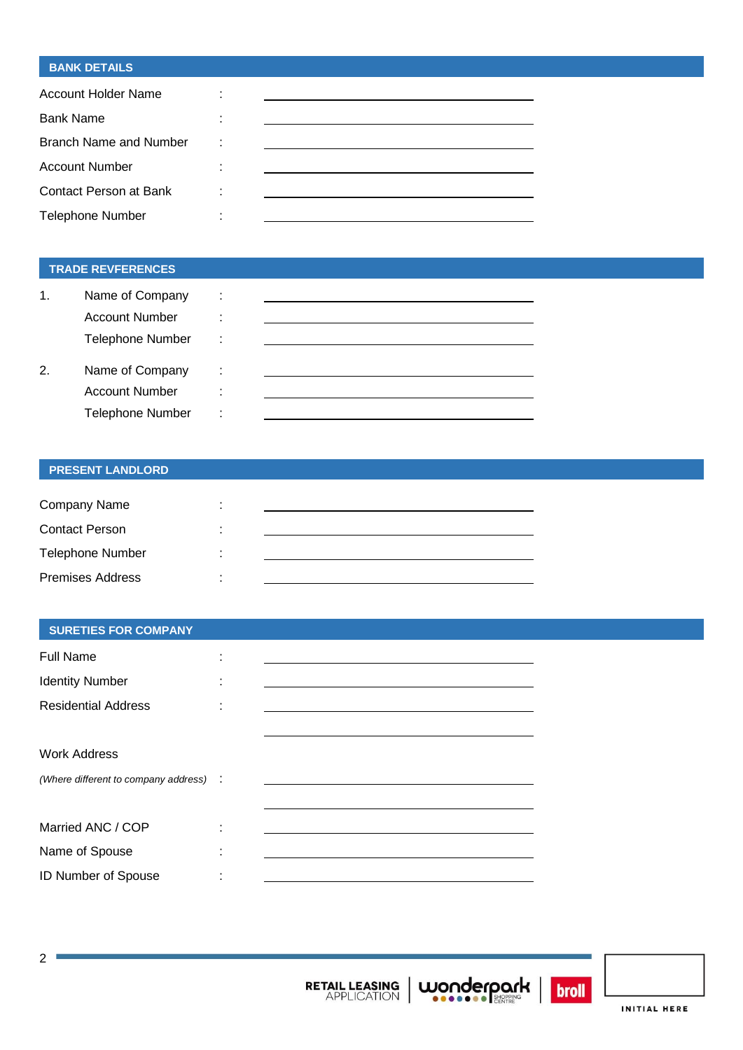## BANK DETAILS

Account Holder Name : ______________________

Bank Name : ______________________

Branch Name and Number : ______________________

Account Number : ______________________

Contact Person at Bank : ______________________

Telephone Number : ______________________

## TRADE REVFERENCES

1. Name of Company : ______________________
   Account Number : ______________________
   Telephone Number : ______________________

2. Name of Company : ______________________
   Account Number : ______________________
   Telephone Number : ______________________

## PRESENT LANDLORD

Company Name : ______________________

Contact Person : ______________________

Telephone Number : ______________________

Premises Address : ______________________

## SURETIES FOR COMPANY

Full Name : ______________________

Identity Number : ______________________

Residential Address : ______________________

______________________

Work Address

*(Where different to company address)* : ______________________

______________________

Married ANC / COP : ______________________

Name of Spouse : ______________________

ID Number of Spouse : ______________________

INITIAL HERE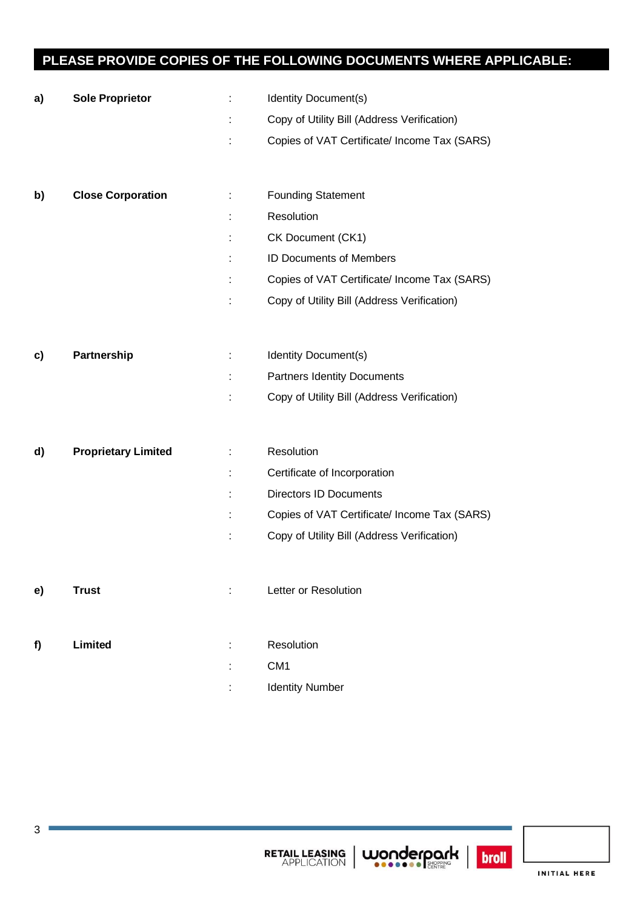## PLEASE PROVIDE COPIES OF THE FOLLOWING DOCUMENTS WHERE APPLICABLE:

| | | | |
|---|---|---|---|
| a) | **Sole Proprietor** | : | Identity Document(s) |
| | | : | Copy of Utility Bill (Address Verification) |
| | | : | Copies of VAT Certificate/ Income Tax (SARS) |
| b) | **Close Corporation** | : | Founding Statement |
| | | : | Resolution |
| | | : | CK Document (CK1) |
| | | : | ID Documents of Members |
| | | : | Copies of VAT Certificate/ Income Tax (SARS) |
| | | : | Copy of Utility Bill (Address Verification) |
| c) | **Partnership** | : | Identity Document(s) |
| | | : | Partners Identity Documents |
| | | : | Copy of Utility Bill (Address Verification) |
| d) | **Proprietary Limited** | : | Resolution |
| | | : | Certificate of Incorporation |
| | | : | Directors ID Documents |
| | | : | Copies of VAT Certificate/ Income Tax (SARS) |
| | | : | Copy of Utility Bill (Address Verification) |
| e) | **Trust** | : | Letter or Resolution |
| f) | **Limited** | : | Resolution |
| | | : | CM1 |
| | | : | Identity Number |

INITIAL HERE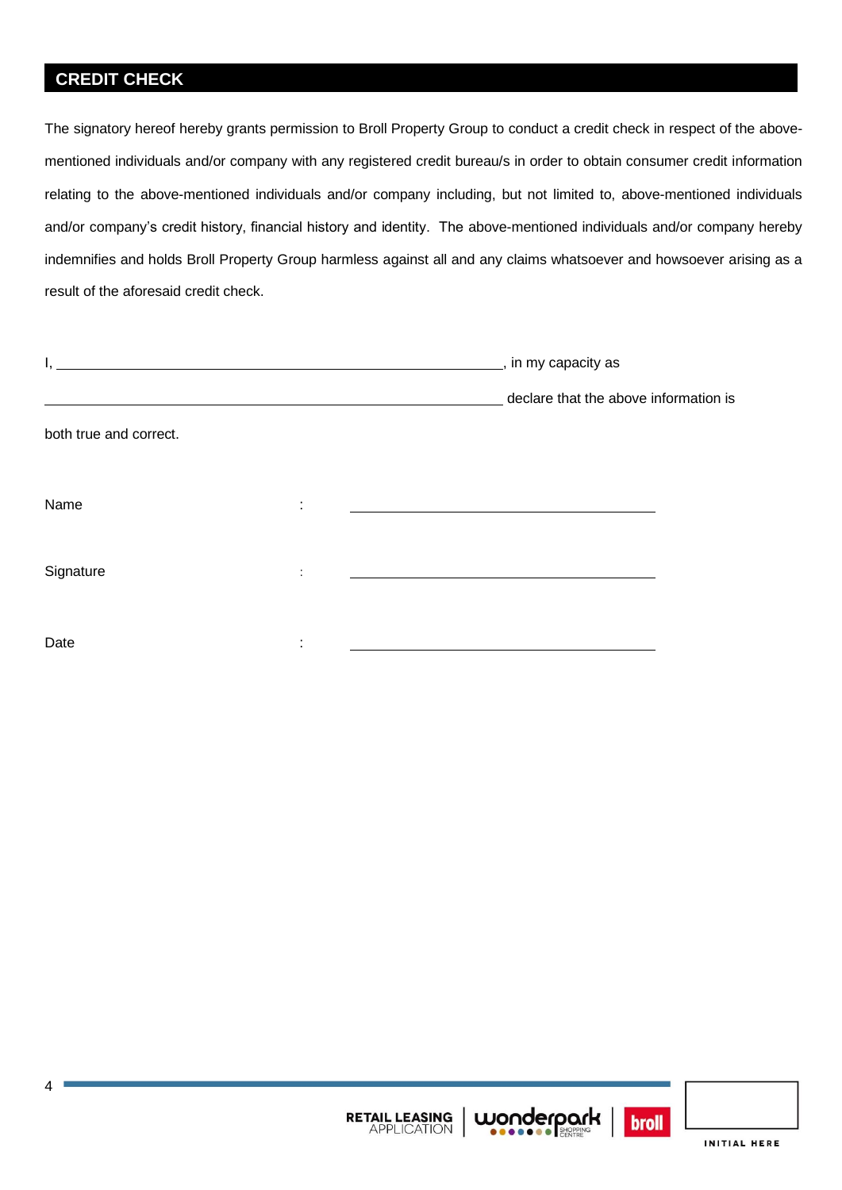## CREDIT CHECK

The signatory hereof hereby grants permission to Broll Property Group to conduct a credit check in respect of the above-mentioned individuals and/or company with any registered credit bureau/s in order to obtain consumer credit information relating to the above-mentioned individuals and/or company including, but not limited to, above-mentioned individuals and/or company's credit history, financial history and identity. The above-mentioned individuals and/or company hereby indemnifies and holds Broll Property Group harmless against all and any claims whatsoever and howsoever arising as a result of the aforesaid credit check.

I, ____________________________________________________________, in my capacity as

____________________________________________________________ declare that the above information is both true and correct.

Name : ________________________________________

Signature : ________________________________________

Date : ________________________________________

RETAIL LEASING APPLICATION | wonderpark SHOPPING CENTRE | broll

INITIAL HERE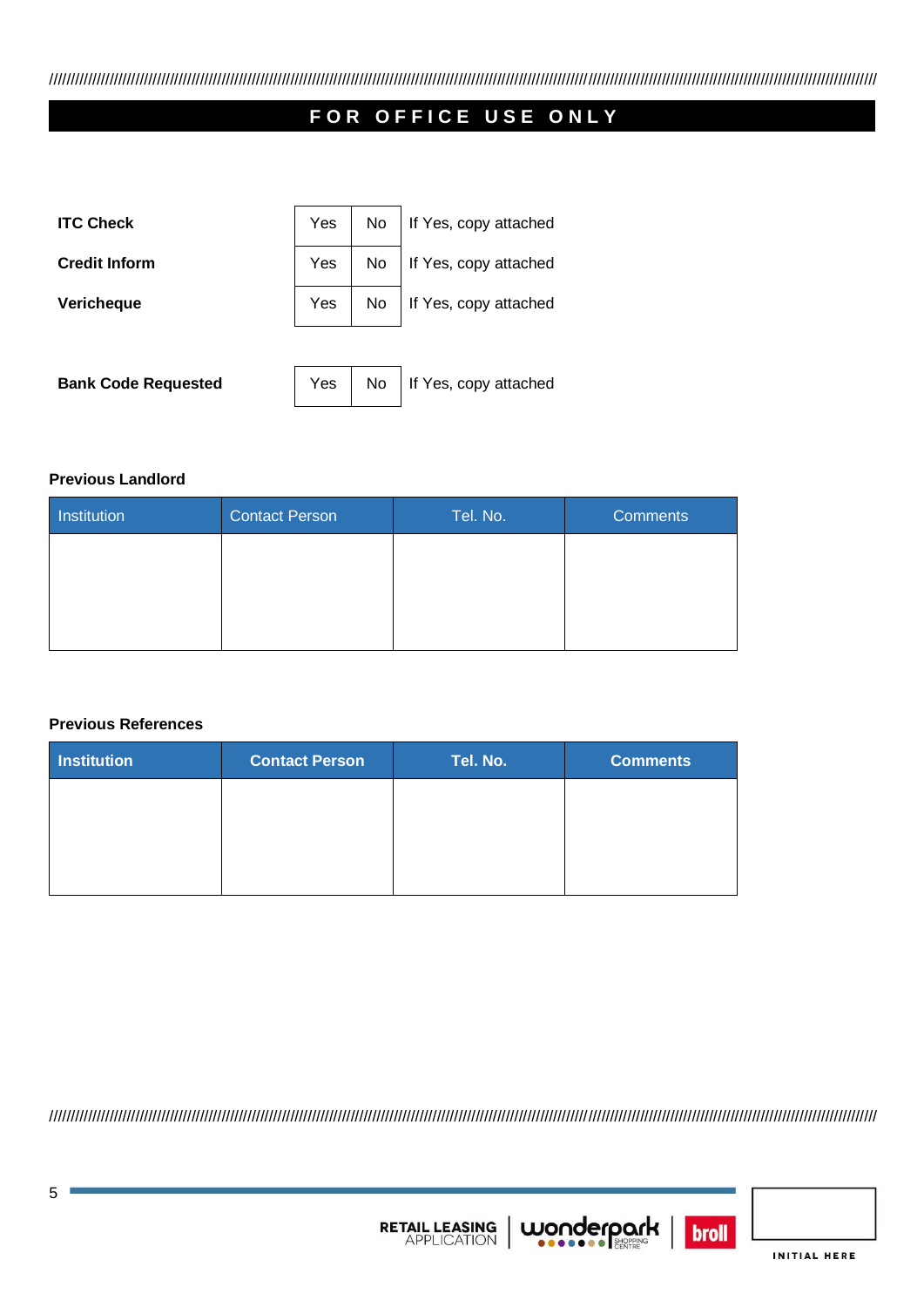## FOR OFFICE USE ONLY

| | | | |
|---|---|---|---|
| **ITC Check** | Yes | No | If Yes, copy attached |
| **Credit Inform** | Yes | No | If Yes, copy attached |
| **Vericheque** | Yes | No | If Yes, copy attached |

| | | | |
|---|---|---|---|
| **Bank Code Requested** | Yes | No | If Yes, copy attached |

**Previous Landlord**

| Institution | Contact Person | Tel. No. | Comments |
|---|---|---|---|
| | | | |

**Previous References**

| **Institution** | **Contact Person** | **Tel. No.** | **Comments** |
|---|---|---|---|
| | | | |

RETAIL LEASING APPLICATION | wonderpark SHOPPING CENTRE | broll

INITIAL HERE